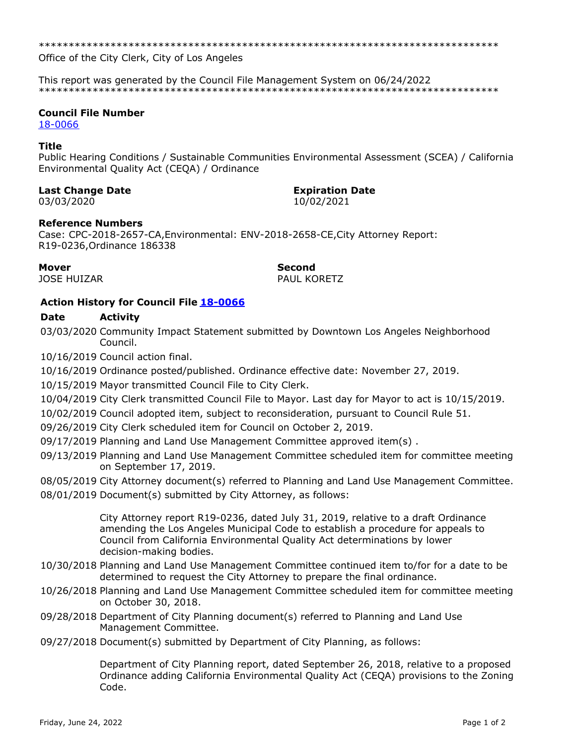******************************************************************************

Office of the City Clerk, City of Los Angeles

This report was generated by the Council File Management System on 06/24/2022

******************************************************************************

**Council File Number**

18-0066

**Title**

Public Hearing Conditions / Sustainable Communities Environmental Assessment (SCEA) / California Environmental Quality Act (CEQA) / Ordinance

**Last Change Date**
03/03/2020

**Expiration Date**
10/02/2021

**Reference Numbers**

Case: CPC-2018-2657-CA,Environmental: ENV-2018-2658-CE,City Attorney Report: R19-0236,Ordinance 186338

**Mover**
JOSE HUIZAR

**Second**
PAUL KORETZ

**Action History for Council File 18-0066**

| Date | Activity |
| --- | --- |
| 03/03/2020 | Community Impact Statement submitted by Downtown Los Angeles Neighborhood Council. |
| 10/16/2019 | Council action final. |
| 10/16/2019 | Ordinance posted/published. Ordinance effective date: November 27, 2019. |
| 10/15/2019 | Mayor transmitted Council File to City Clerk. |
| 10/04/2019 | City Clerk transmitted Council File to Mayor. Last day for Mayor to act is 10/15/2019. |
| 10/02/2019 | Council adopted item, subject to reconsideration, pursuant to Council Rule 51. |
| 09/26/2019 | City Clerk scheduled item for Council on October 2, 2019. |
| 09/17/2019 | Planning and Land Use Management Committee approved item(s) . |
| 09/13/2019 | Planning and Land Use Management Committee scheduled item for committee meeting on September 17, 2019. |
| 08/05/2019 | City Attorney document(s) referred to Planning and Land Use Management Committee. |
| 08/01/2019 | Document(s) submitted by City Attorney, as follows: <br><br> City Attorney report R19-0236, dated July 31, 2019, relative to a draft Ordinance amending the Los Angeles Municipal Code to establish a procedure for appeals to Council from California Environmental Quality Act determinations by lower decision-making bodies. |
| 10/30/2018 | Planning and Land Use Management Committee continued item to/for for a date to be determined to request the City Attorney to prepare the final ordinance. |
| 10/26/2018 | Planning and Land Use Management Committee scheduled item for committee meeting on October 30, 2018. |
| 09/28/2018 | Department of City Planning document(s) referred to Planning and Land Use Management Committee. |
| 09/27/2018 | Document(s) submitted by Department of City Planning, as follows: <br><br> Department of City Planning report, dated September 26, 2018, relative to a proposed Ordinance adding California Environmental Quality Act (CEQA) provisions to the Zoning Code. |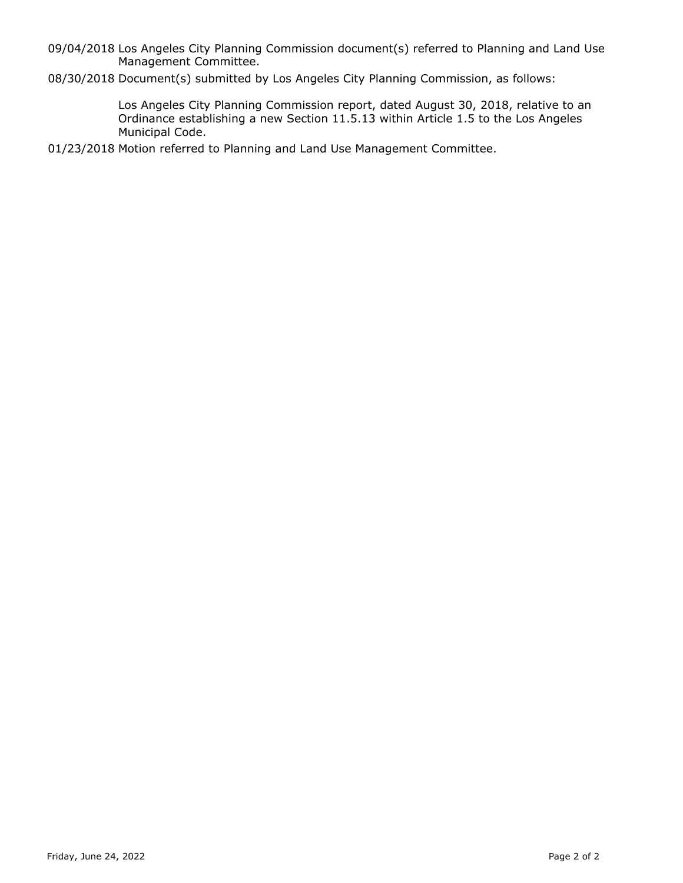09/04/2018 Los Angeles City Planning Commission document(s) referred to Planning and Land Use Management Committee.

08/30/2018 Document(s) submitted by Los Angeles City Planning Commission, as follows:

Los Angeles City Planning Commission report, dated August 30, 2018, relative to an Ordinance establishing a new Section 11.5.13 within Article 1.5 to the Los Angeles Municipal Code.

01/23/2018 Motion referred to Planning and Land Use Management Committee.